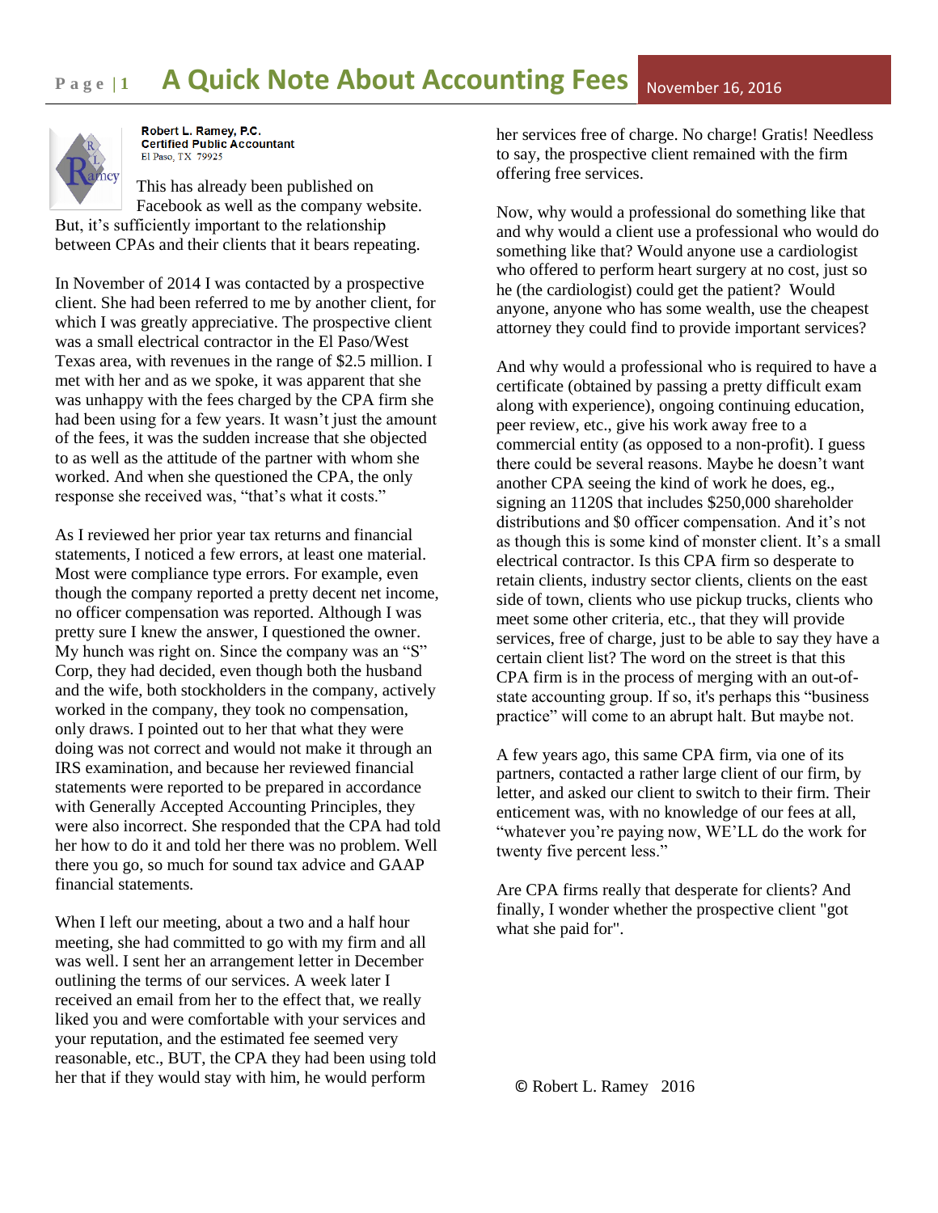# A Quick Note About Accounting Fees

November 16, 2016

**Robert L. Ramey, P.C.**
**Certified Public Accountant**
El Paso, TX 79925

This has already been published on Facebook as well as the company website. But, it's sufficiently important to the relationship between CPAs and their clients that it bears repeating.

In November of 2014 I was contacted by a prospective client. She had been referred to me by another client, for which I was greatly appreciative. The prospective client was a small electrical contractor in the El Paso/West Texas area, with revenues in the range of $2.5 million. I met with her and as we spoke, it was apparent that she was unhappy with the fees charged by the CPA firm she had been using for a few years. It wasn't just the amount of the fees, it was the sudden increase that she objected to as well as the attitude of the partner with whom she worked. And when she questioned the CPA, the only response she received was, "that's what it costs."

As I reviewed her prior year tax returns and financial statements, I noticed a few errors, at least one material. Most were compliance type errors. For example, even though the company reported a pretty decent net income, no officer compensation was reported. Although I was pretty sure I knew the answer, I questioned the owner. My hunch was right on. Since the company was an "S" Corp, they had decided, even though both the husband and the wife, both stockholders in the company, actively worked in the company, they took no compensation, only draws. I pointed out to her that what they were doing was not correct and would not make it through an IRS examination, and because her reviewed financial statements were reported to be prepared in accordance with Generally Accepted Accounting Principles, they were also incorrect. She responded that the CPA had told her how to do it and told her there was no problem. Well there you go, so much for sound tax advice and GAAP financial statements.

When I left our meeting, about a two and a half hour meeting, she had committed to go with my firm and all was well. I sent her an arrangement letter in December outlining the terms of our services. A week later I received an email from her to the effect that, we really liked you and were comfortable with your services and your reputation, and the estimated fee seemed very reasonable, etc., BUT, the CPA they had been using told her that if they would stay with him, he would perform her services free of charge. No charge! Gratis! Needless to say, the prospective client remained with the firm offering free services.

Now, why would a professional do something like that and why would a client use a professional who would do something like that? Would anyone use a cardiologist who offered to perform heart surgery at no cost, just so he (the cardiologist) could get the patient? Would anyone, anyone who has some wealth, use the cheapest attorney they could find to provide important services?

And why would a professional who is required to have a certificate (obtained by passing a pretty difficult exam along with experience), ongoing continuing education, peer review, etc., give his work away free to a commercial entity (as opposed to a non-profit). I guess there could be several reasons. Maybe he doesn't want another CPA seeing the kind of work he does, eg., signing an 1120S that includes $250,000 shareholder distributions and $0 officer compensation. And it's not as though this is some kind of monster client. It's a small electrical contractor. Is this CPA firm so desperate to retain clients, industry sector clients, clients on the east side of town, clients who use pickup trucks, clients who meet some other criteria, etc., that they will provide services, free of charge, just to be able to say they have a certain client list? The word on the street is that this CPA firm is in the process of merging with an out-of-state accounting group. If so, it's perhaps this "business practice" will come to an abrupt halt. But maybe not.

A few years ago, this same CPA firm, via one of its partners, contacted a rather large client of our firm, by letter, and asked our client to switch to their firm. Their enticement was, with no knowledge of our fees at all, "whatever you're paying now, WE'LL do the work for twenty five percent less."

Are CPA firms really that desperate for clients? And finally, I wonder whether the prospective client "got what she paid for".

© Robert L. Ramey 2016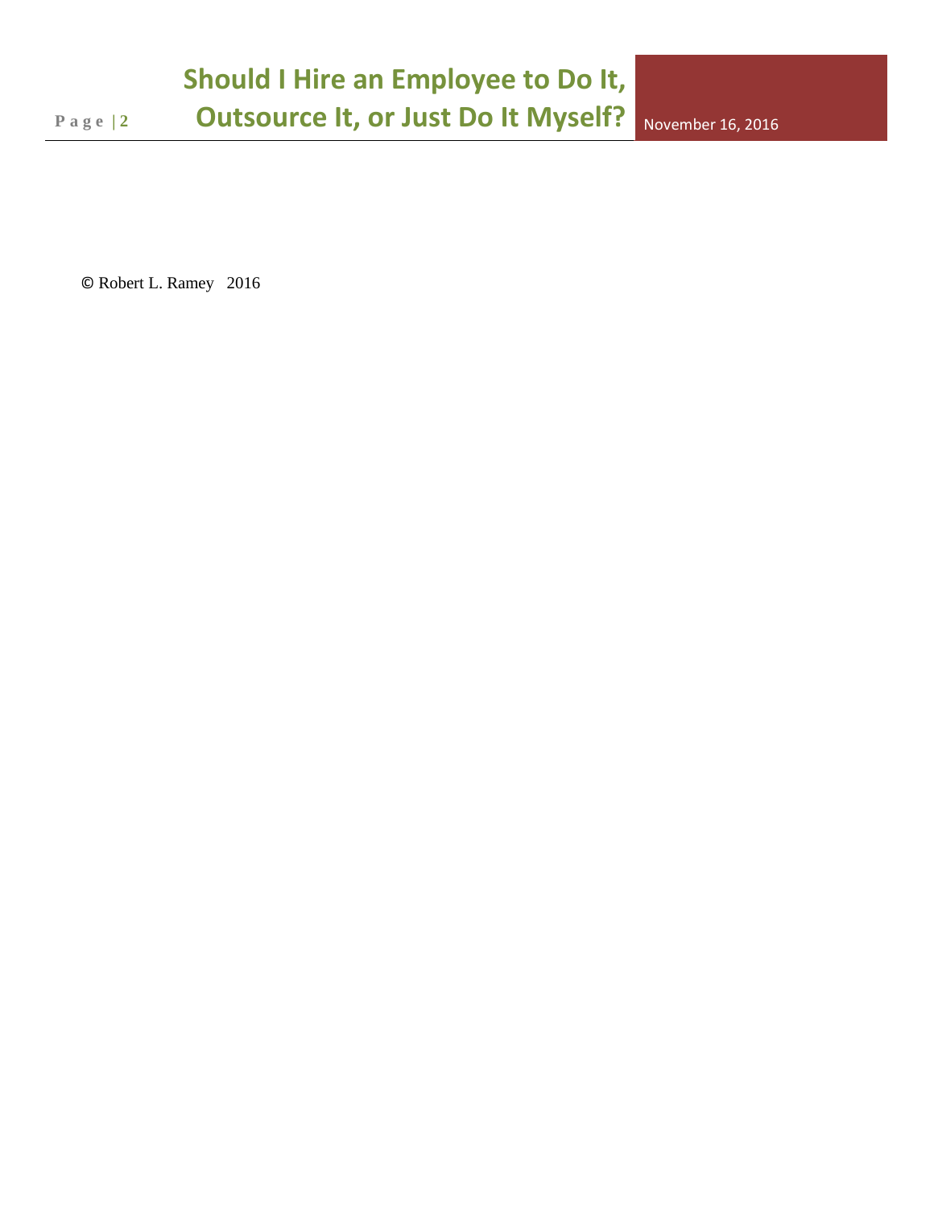© Robert L. Ramey 2016